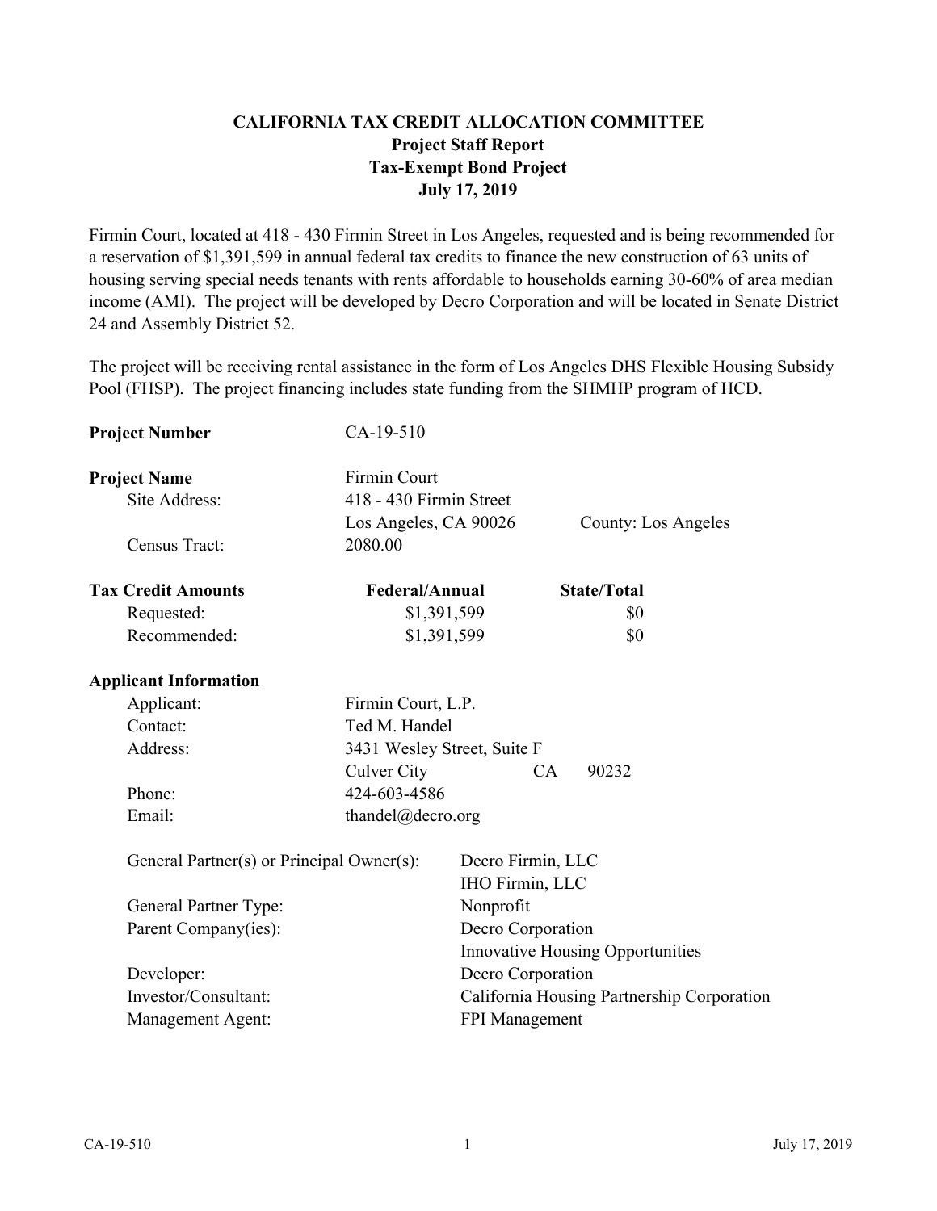# CALIFORNIA TAX CREDIT ALLOCATION COMMITTEE
## Project Staff Report
## Tax-Exempt Bond Project
## July 17, 2019

Firmin Court, located at 418 - 430 Firmin Street in Los Angeles, requested and is being recommended for a reservation of $1,391,599 in annual federal tax credits to finance the new construction of 63 units of housing serving special needs tenants with rents affordable to households earning 30-60% of area median income (AMI). The project will be developed by Decro Corporation and will be located in Senate District 24 and Assembly District 52.

The project will be receiving rental assistance in the form of Los Angeles DHS Flexible Housing Subsidy Pool (FHSP). The project financing includes state funding from the SHMHP program of HCD.

**Project Number** CA-19-510

**Project Name** Firmin Court
- Site Address: 418 - 430 Firmin Street, Los Angeles, CA 90026 — County: Los Angeles
- Census Tract: 2080.00

| **Tax Credit Amounts** | **Federal/Annual** | **State/Total** |
|---|---|---|
| Requested: | $1,391,599 | $0 |
| Recommended: | $1,391,599 | $0 |

**Applicant Information**

- Applicant: Firmin Court, L.P.
- Contact: Ted M. Handel
- Address: 3431 Wesley Street, Suite F, Culver City CA 90232
- Phone: 424-603-4586
- Email: thandel@decro.org

- General Partner(s) or Principal Owner(s): Decro Firmin, LLC; IHO Firmin, LLC
- General Partner Type: Nonprofit
- Parent Company(ies): Decro Corporation; Innovative Housing Opportunities
- Developer: Decro Corporation
- Investor/Consultant: California Housing Partnership Corporation
- Management Agent: FPI Management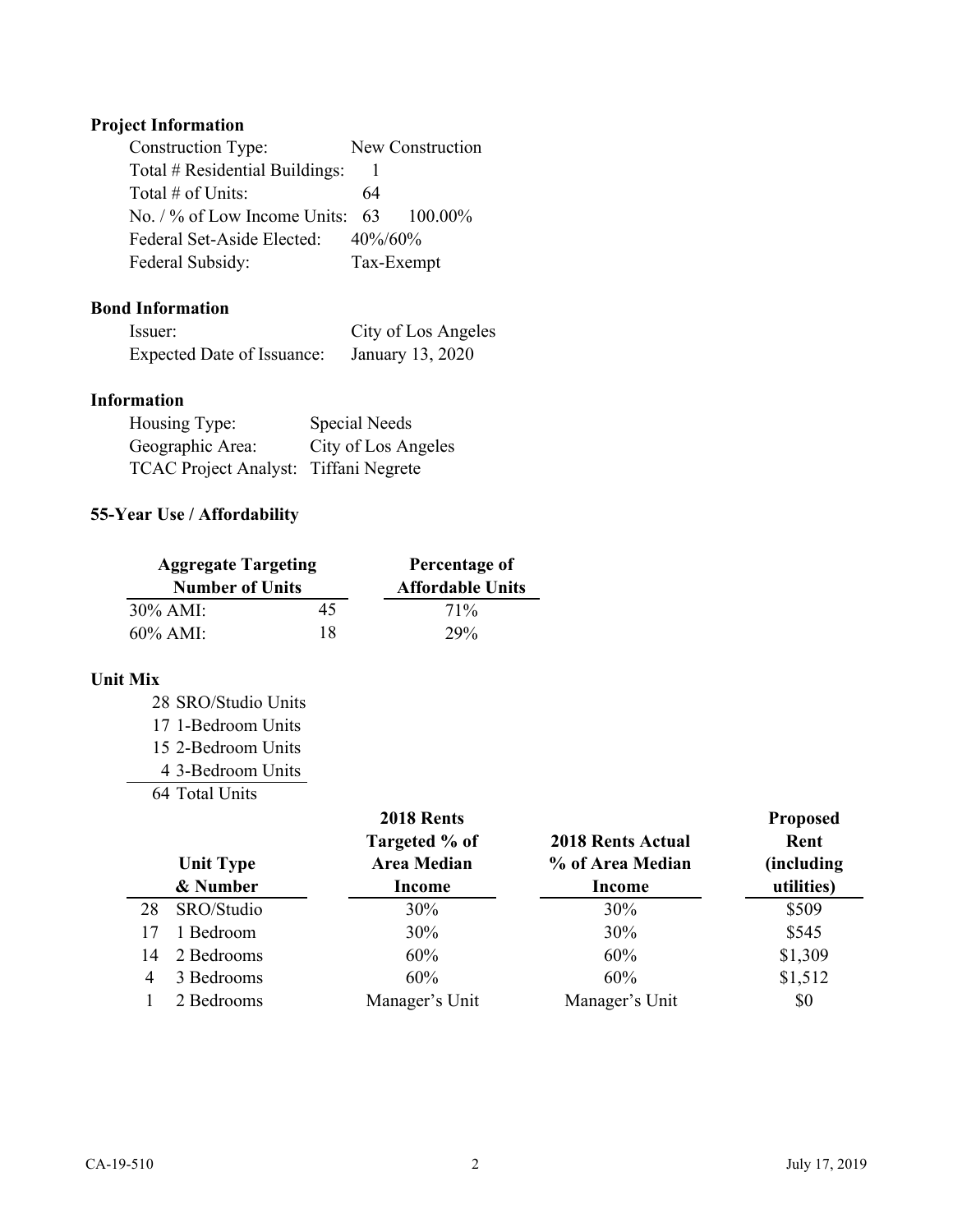## Project Information

| | |
|---|---|
| Construction Type: | New Construction |
| Total # Residential Buildings: | 1 |
| Total # of Units: | 64 |
| No. / % of Low Income Units: | 63 100.00% |
| Federal Set-Aside Elected: | 40%/60% |
| Federal Subsidy: | Tax-Exempt |

## Bond Information

| | |
|---|---|
| Issuer: | City of Los Angeles |
| Expected Date of Issuance: | January 13, 2020 |

## Information

| | |
|---|---|
| Housing Type: | Special Needs |
| Geographic Area: | City of Los Angeles |
| TCAC Project Analyst: | Tiffani Negrete |

## 55-Year Use / Affordability

| Aggregate Targeting Number of Units | | Percentage of Affordable Units |
|---|---|---|
| 30% AMI: | 45 | 71% |
| 60% AMI: | 18 | 29% |

## Unit Mix

28 SRO/Studio Units
17 1-Bedroom Units
15 2-Bedroom Units
4 3-Bedroom Units
64 Total Units

| Unit Type & Number | | 2018 Rents Targeted % of Area Median Income | 2018 Rents Actual % of Area Median Income | Proposed Rent (including utilities) |
|---|---|---|---|---|
| 28 | SRO/Studio | 30% | 30% | $509 |
| 17 | 1 Bedroom | 30% | 30% | $545 |
| 14 | 2 Bedrooms | 60% | 60% | $1,309 |
| 4 | 3 Bedrooms | 60% | 60% | $1,512 |
| 1 | 2 Bedrooms | Manager's Unit | Manager's Unit | $0 |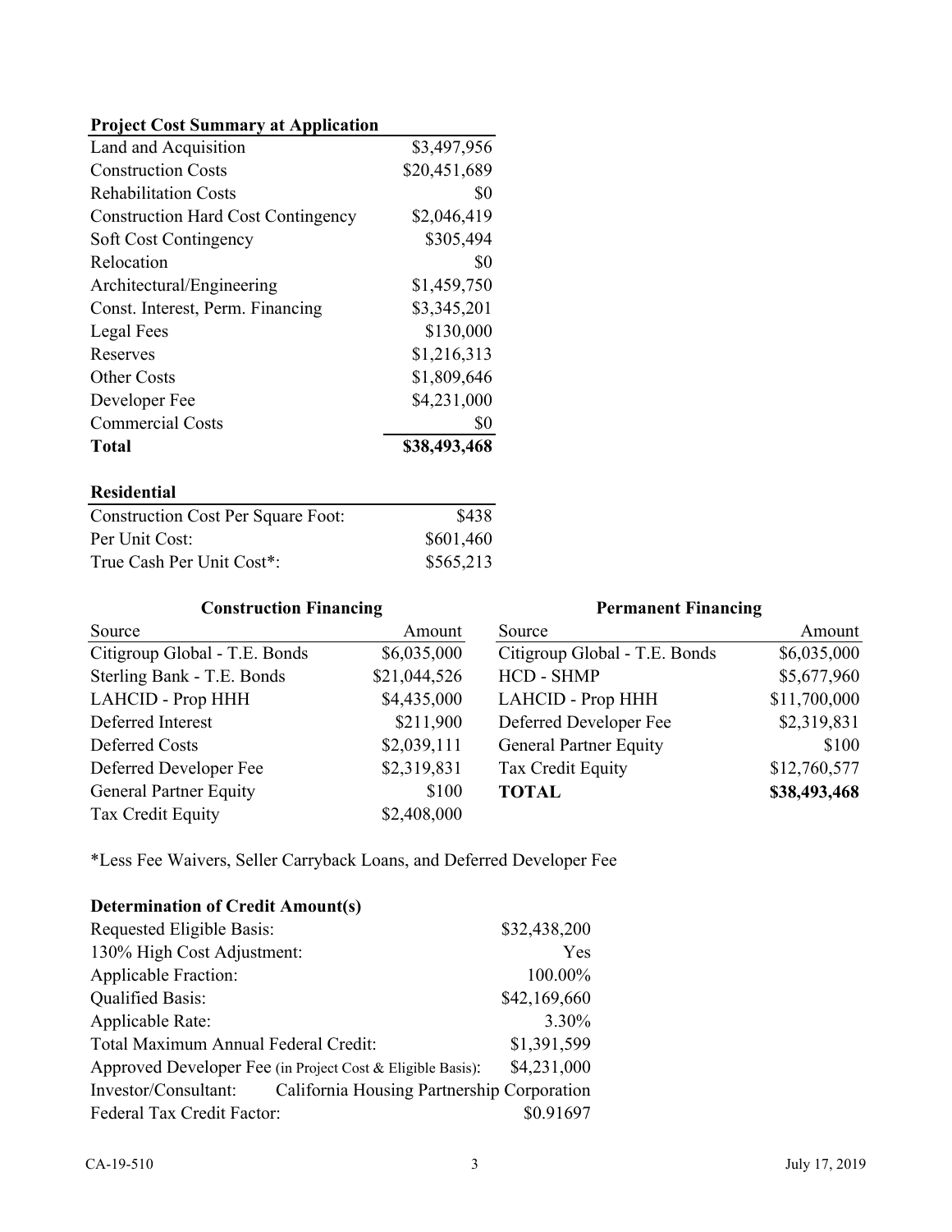**Project Cost Summary at Application**

| | |
|---|---:|
| Land and Acquisition | $3,497,956 |
| Construction Costs | $20,451,689 |
| Rehabilitation Costs | $0 |
| Construction Hard Cost Contingency | $2,046,419 |
| Soft Cost Contingency | $305,494 |
| Relocation | $0 |
| Architectural/Engineering | $1,459,750 |
| Const. Interest, Perm. Financing | $3,345,201 |
| Legal Fees | $130,000 |
| Reserves | $1,216,313 |
| Other Costs | $1,809,646 |
| Developer Fee | $4,231,000 |
| Commercial Costs | $0 |
| **Total** | **$38,493,468** |

**Residential**

| | |
|---|---:|
| Construction Cost Per Square Foot: | $438 |
| Per Unit Cost: | $601,460 |
| True Cash Per Unit Cost*: | $565,213 |

**Construction Financing**

| Source | Amount |
|---|---:|
| Citigroup Global - T.E. Bonds | $6,035,000 |
| Sterling Bank - T.E. Bonds | $21,044,526 |
| LAHCID - Prop HHH | $4,435,000 |
| Deferred Interest | $211,900 |
| Deferred Costs | $2,039,111 |
| Deferred Developer Fee | $2,319,831 |
| General Partner Equity | $100 |
| Tax Credit Equity | $2,408,000 |

**Permanent Financing**

| Source | Amount |
|---|---:|
| Citigroup Global - T.E. Bonds | $6,035,000 |
| HCD - SHMP | $5,677,960 |
| LAHCID - Prop HHH | $11,700,000 |
| Deferred Developer Fee | $2,319,831 |
| General Partner Equity | $100 |
| Tax Credit Equity | $12,760,577 |
| **TOTAL** | **$38,493,468** |

*Less Fee Waivers, Seller Carryback Loans, and Deferred Developer Fee

**Determination of Credit Amount(s)**

| | |
|---|---:|
| Requested Eligible Basis: | $32,438,200 |
| 130% High Cost Adjustment: | Yes |
| Applicable Fraction: | 100.00% |
| Qualified Basis: | $42,169,660 |
| Applicable Rate: | 3.30% |
| Total Maximum Annual Federal Credit: | $1,391,599 |
| Approved Developer Fee (in Project Cost & Eligible Basis): | $4,231,000 |
| Investor/Consultant: | California Housing Partnership Corporation |
| Federal Tax Credit Factor: | $0.91697 |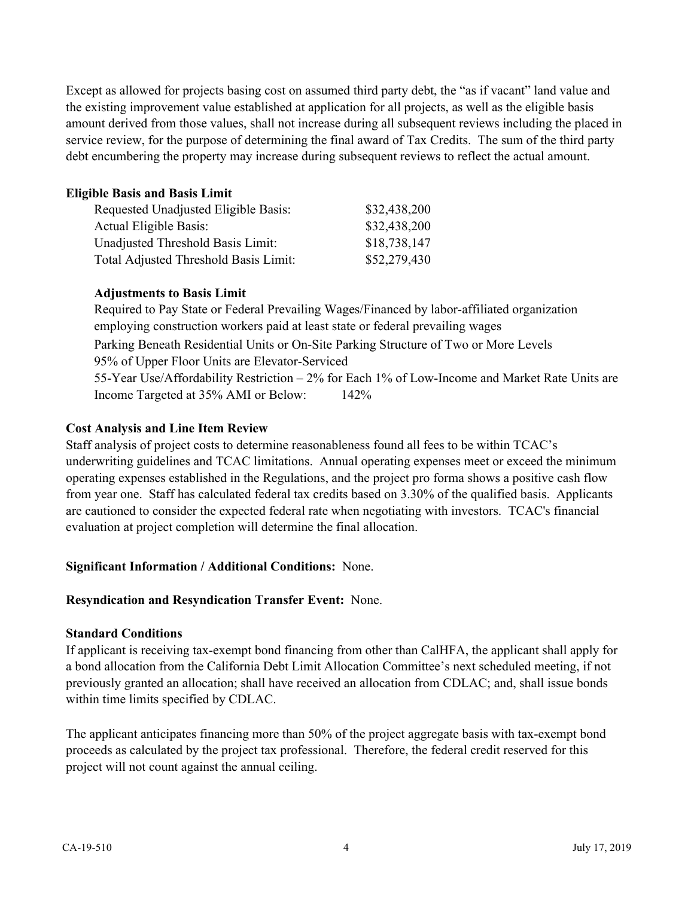Except as allowed for projects basing cost on assumed third party debt, the "as if vacant" land value and the existing improvement value established at application for all projects, as well as the eligible basis amount derived from those values, shall not increase during all subsequent reviews including the placed in service review, for the purpose of determining the final award of Tax Credits. The sum of the third party debt encumbering the property may increase during subsequent reviews to reflect the actual amount.

**Eligible Basis and Basis Limit**

| | |
|---|---|
| Requested Unadjusted Eligible Basis: | \$32,438,200 |
| Actual Eligible Basis: | \$32,438,200 |
| Unadjusted Threshold Basis Limit: | \$18,738,147 |
| Total Adjusted Threshold Basis Limit: | \$52,279,430 |

**Adjustments to Basis Limit**

Required to Pay State or Federal Prevailing Wages/Financed by labor-affiliated organization employing construction workers paid at least state or federal prevailing wages

Parking Beneath Residential Units or On-Site Parking Structure of Two or More Levels

95% of Upper Floor Units are Elevator-Serviced

55-Year Use/Affordability Restriction – 2% for Each 1% of Low-Income and Market Rate Units are Income Targeted at 35% AMI or Below: 142%

**Cost Analysis and Line Item Review**

Staff analysis of project costs to determine reasonableness found all fees to be within TCAC's underwriting guidelines and TCAC limitations. Annual operating expenses meet or exceed the minimum operating expenses established in the Regulations, and the project pro forma shows a positive cash flow from year one. Staff has calculated federal tax credits based on 3.30% of the qualified basis. Applicants are cautioned to consider the expected federal rate when negotiating with investors. TCAC's financial evaluation at project completion will determine the final allocation.

**Significant Information / Additional Conditions:** None.

**Resyndication and Resyndication Transfer Event:** None.

**Standard Conditions**

If applicant is receiving tax-exempt bond financing from other than CalHFA, the applicant shall apply for a bond allocation from the California Debt Limit Allocation Committee's next scheduled meeting, if not previously granted an allocation; shall have received an allocation from CDLAC; and, shall issue bonds within time limits specified by CDLAC.

The applicant anticipates financing more than 50% of the project aggregate basis with tax-exempt bond proceeds as calculated by the project tax professional. Therefore, the federal credit reserved for this project will not count against the annual ceiling.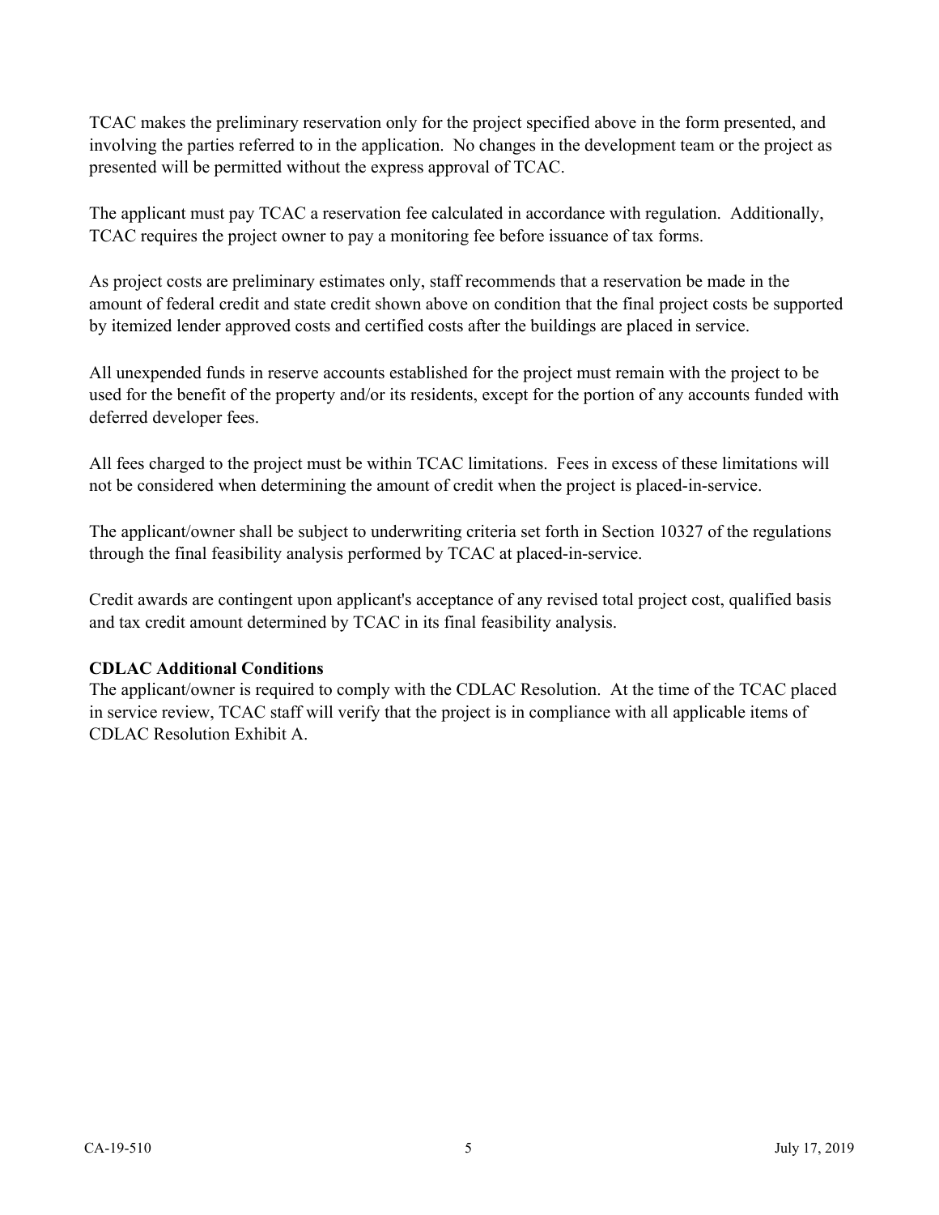TCAC makes the preliminary reservation only for the project specified above in the form presented, and involving the parties referred to in the application. No changes in the development team or the project as presented will be permitted without the express approval of TCAC.

The applicant must pay TCAC a reservation fee calculated in accordance with regulation. Additionally, TCAC requires the project owner to pay a monitoring fee before issuance of tax forms.

As project costs are preliminary estimates only, staff recommends that a reservation be made in the amount of federal credit and state credit shown above on condition that the final project costs be supported by itemized lender approved costs and certified costs after the buildings are placed in service.

All unexpended funds in reserve accounts established for the project must remain with the project to be used for the benefit of the property and/or its residents, except for the portion of any accounts funded with deferred developer fees.

All fees charged to the project must be within TCAC limitations. Fees in excess of these limitations will not be considered when determining the amount of credit when the project is placed-in-service.

The applicant/owner shall be subject to underwriting criteria set forth in Section 10327 of the regulations through the final feasibility analysis performed by TCAC at placed-in-service.

Credit awards are contingent upon applicant's acceptance of any revised total project cost, qualified basis and tax credit amount determined by TCAC in its final feasibility analysis.

**CDLAC Additional Conditions**

The applicant/owner is required to comply with the CDLAC Resolution. At the time of the TCAC placed in service review, TCAC staff will verify that the project is in compliance with all applicable items of CDLAC Resolution Exhibit A.